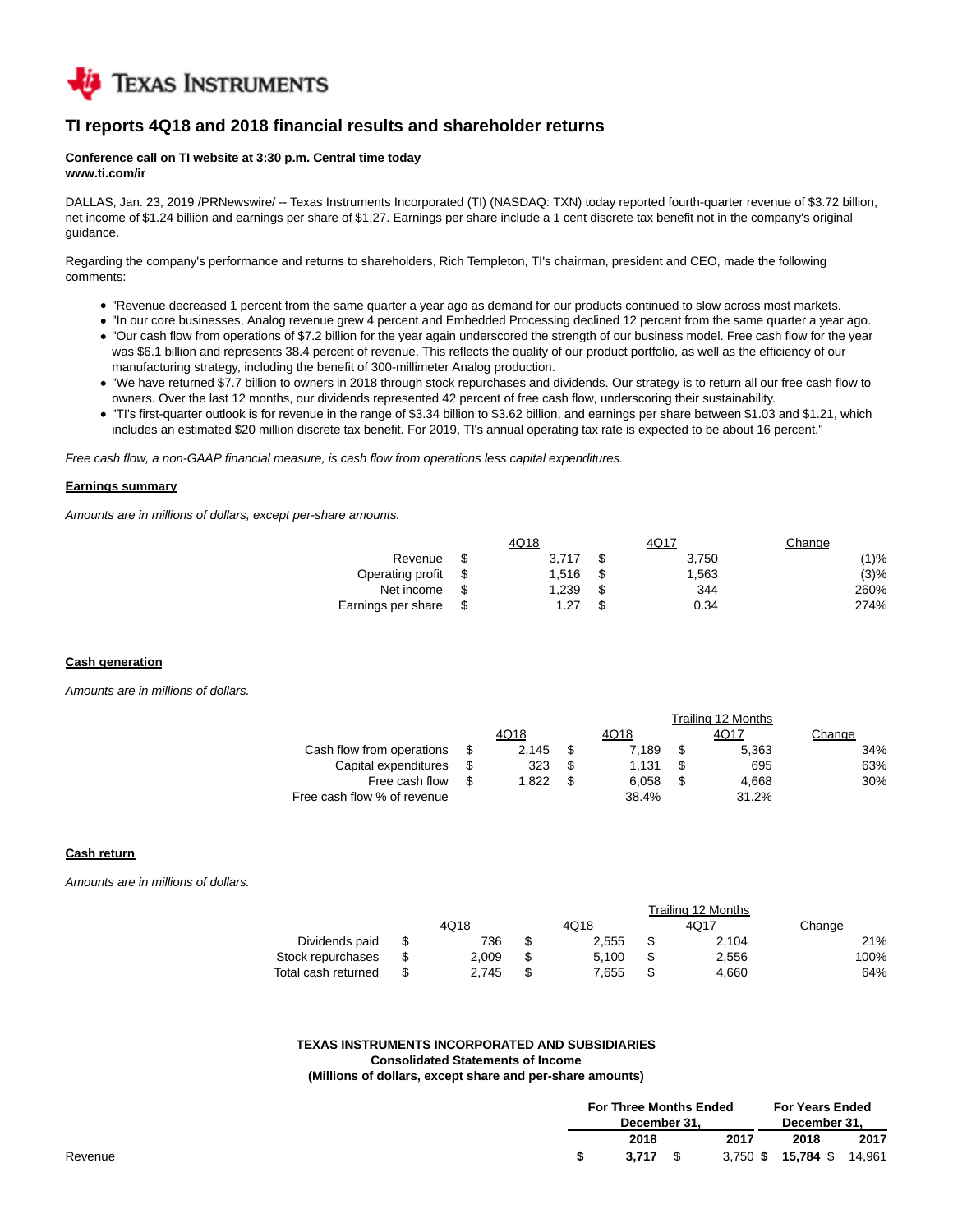Texas Instruments

# TI reports 4Q18 and 2018 financial results and shareholder returns

**Conference call on TI website at 3:30 p.m. Central time today**
**www.ti.com/ir**

DALLAS, Jan. 23, 2019 /PRNewswire/ -- Texas Instruments Incorporated (TI) (NASDAQ: TXN) today reported fourth-quarter revenue of $3.72 billion, net income of $1.24 billion and earnings per share of $1.27. Earnings per share include a 1 cent discrete tax benefit not in the company's original guidance.

Regarding the company's performance and returns to shareholders, Rich Templeton, TI's chairman, president and CEO, made the following comments:

- "Revenue decreased 1 percent from the same quarter a year ago as demand for our products continued to slow across most markets.
- "In our core businesses, Analog revenue grew 4 percent and Embedded Processing declined 12 percent from the same quarter a year ago.
- "Our cash flow from operations of $7.2 billion for the year again underscored the strength of our business model. Free cash flow for the year was $6.1 billion and represents 38.4 percent of revenue. This reflects the quality of our product portfolio, as well as the efficiency of our manufacturing strategy, including the benefit of 300-millimeter Analog production.
- "We have returned $7.7 billion to owners in 2018 through stock repurchases and dividends. Our strategy is to return all our free cash flow to owners. Over the last 12 months, our dividends represented 42 percent of free cash flow, underscoring their sustainability.
- "TI's first-quarter outlook is for revenue in the range of $3.34 billion to $3.62 billion, and earnings per share between $1.03 and $1.21, which includes an estimated $20 million discrete tax benefit. For 2019, TI's annual operating tax rate is expected to be about 16 percent."

*Free cash flow, a non-GAAP financial measure, is cash flow from operations less capital expenditures.*

**Earnings summary**

*Amounts are in millions of dollars, except per-share amounts.*

| | 4Q18 | 4Q17 | Change |
|---|---|---|---|
| Revenue | $ 3,717 | $ 3,750 | (1)% |
| Operating profit | $ 1,516 | $ 1,563 | (3)% |
| Net income | $ 1,239 | $ 344 | 260% |
| Earnings per share | $ 1.27 | $ 0.34 | 274% |

**Cash generation**

*Amounts are in millions of dollars.*

| | | Trailing 12 Months | | |
|---|---|---|---|---|
| | 4Q18 | 4Q18 | 4Q17 | Change |
| Cash flow from operations | $ 2,145 | $ 7,189 | $ 5,363 | 34% |
| Capital expenditures | $ 323 | $ 1,131 | $ 695 | 63% |
| Free cash flow | $ 1,822 | $ 6,058 | $ 4,668 | 30% |
| Free cash flow % of revenue | | 38.4% | 31.2% | |

**Cash return**

*Amounts are in millions of dollars.*

| | | Trailing 12 Months | | |
|---|---|---|---|---|
| | 4Q18 | 4Q18 | 4Q17 | Change |
| Dividends paid | $ 736 | $ 2,555 | $ 2,104 | 21% |
| Stock repurchases | $ 2,009 | $ 5,100 | $ 2,556 | 100% |
| Total cash returned | $ 2,745 | $ 7,655 | $ 4,660 | 64% |

**TEXAS INSTRUMENTS INCORPORATED AND SUBSIDIARIES**
**Consolidated Statements of Income**
**(Millions of dollars, except share and per-share amounts)**

| | For Three Months Ended December 31, | | For Years Ended December 31, | |
|---|---|---|---|---|
| | **2018** | 2017 | **2018** | 2017 |
| Revenue | **$ 3,717** | $ 3,750 | **$ 15,784** | $ 14,961 |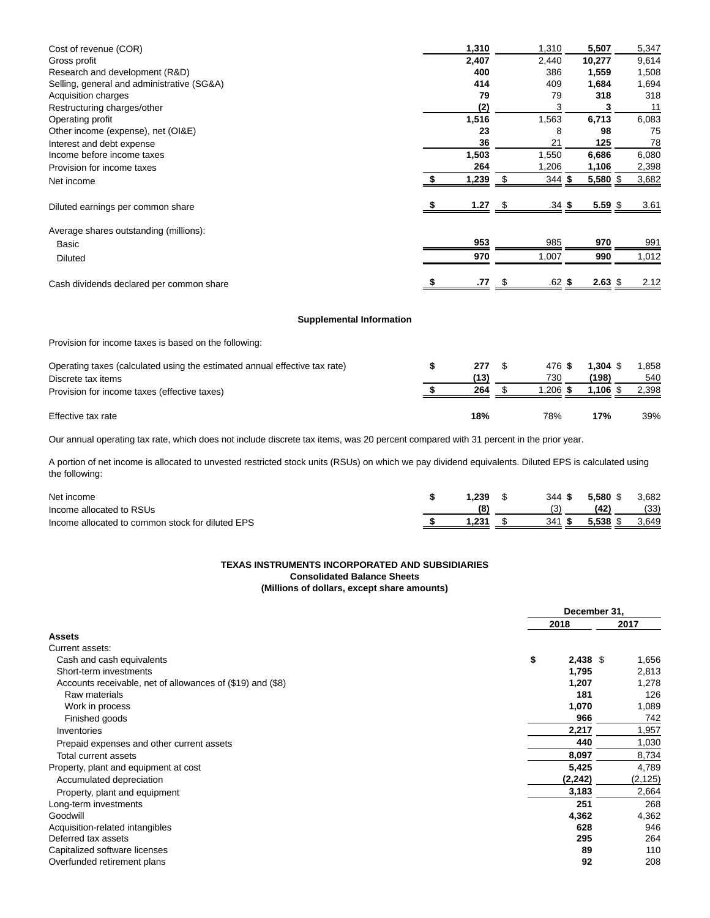| | | | | |
|---|---|---|---|---|
| Cost of revenue (COR) | **1,310** | 1,310 | **5,507** | 5,347 |
| Gross profit | **2,407** | 2,440 | **10,277** | 9,614 |
| Research and development (R&D) | **400** | 386 | **1,559** | 1,508 |
| Selling, general and administrative (SG&A) | **414** | 409 | **1,684** | 1,694 |
| Acquisition charges | **79** | 79 | **318** | 318 |
| Restructuring charges/other | **(2)** | 3 | **3** | 11 |
| Operating profit | **1,516** | 1,563 | **6,713** | 6,083 |
| Other income (expense), net (OI&E) | **23** | 8 | **98** | 75 |
| Interest and debt expense | **36** | 21 | **125** | 78 |
| Income before income taxes | **1,503** | 1,550 | **6,686** | 6,080 |
| Provision for income taxes | **264** | 1,206 | **1,106** | 2,398 |
| Net income | **$ 1,239** | $ 344 | **$ 5,580** | $ 3,682 |
| | | | | |
| Diluted earnings per common share | **$ 1.27** | $ .34 | **$ 5.59** | $ 3.61 |
| | | | | |
| Average shares outstanding (millions): | | | | |
| Basic | **953** | 985 | **970** | 991 |
| Diluted | **970** | 1,007 | **990** | 1,012 |
| | | | | |
| Cash dividends declared per common share | **$ .77** | $ .62 | **$ 2.63** | $ 2.12 |

**Supplemental Information**

Provision for income taxes is based on the following:

| | | | | |
|---|---|---|---|---|
| Operating taxes (calculated using the estimated annual effective tax rate) | **$ 277** | $ 476 | **$ 1,304** | $ 1,858 |
| Discrete tax items | **(13)** | 730 | **(198)** | 540 |
| Provision for income taxes (effective taxes) | **$ 264** | $ 1,206 | **$ 1,106** | $ 2,398 |
| | | | | |
| Effective tax rate | **18%** | 78% | **17%** | 39% |

Our annual operating tax rate, which does not include discrete tax items, was 20 percent compared with 31 percent in the prior year.

A portion of net income is allocated to unvested restricted stock units (RSUs) on which we pay dividend equivalents. Diluted EPS is calculated using the following:

| | | | | |
|---|---|---|---|---|
| Net income | **$ 1,239** | $ 344 | **$ 5,580** | $ 3,682 |
| Income allocated to RSUs | **(8)** | (3) | **(42)** | (33) |
| Income allocated to common stock for diluted EPS | **$ 1,231** | $ 341 | **$ 5,538** | $ 3,649 |

**TEXAS INSTRUMENTS INCORPORATED AND SUBSIDIARIES**
**Consolidated Balance Sheets**
**(Millions of dollars, except share amounts)**

| | December 31, | |
|---|---|---|
| | **2018** | **2017** |
| **Assets** | | |
| Current assets: | | |
| Cash and cash equivalents | **$ 2,438** | $ 1,656 |
| Short-term investments | **1,795** | 2,813 |
| Accounts receivable, net of allowances of ($19) and ($8) | **1,207** | 1,278 |
| Raw materials | **181** | 126 |
| Work in process | **1,070** | 1,089 |
| Finished goods | **966** | 742 |
| Inventories | **2,217** | 1,957 |
| Prepaid expenses and other current assets | **440** | 1,030 |
| Total current assets | **8,097** | 8,734 |
| Property, plant and equipment at cost | **5,425** | 4,789 |
| Accumulated depreciation | **(2,242)** | (2,125) |
| Property, plant and equipment | **3,183** | 2,664 |
| Long-term investments | **251** | 268 |
| Goodwill | **4,362** | 4,362 |
| Acquisition-related intangibles | **628** | 946 |
| Deferred tax assets | **295** | 264 |
| Capitalized software licenses | **89** | 110 |
| Overfunded retirement plans | **92** | 208 |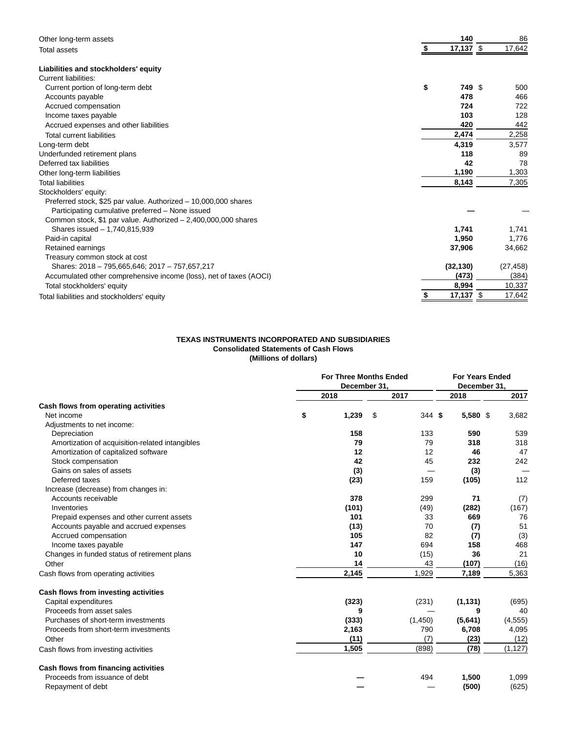| | 2018 | 2017 |
|---|---|---|
| Other long-term assets | **140** | 86 |
| Total assets | **$ 17,137** | $ 17,642 |
| **Liabilities and stockholders' equity** | | |
| Current liabilities: | | |
| Current portion of long-term debt | **$ 749** | $ 500 |
| Accounts payable | **478** | 466 |
| Accrued compensation | **724** | 722 |
| Income taxes payable | **103** | 128 |
| Accrued expenses and other liabilities | **420** | 442 |
| Total current liabilities | **2,474** | 2,258 |
| Long-term debt | **4,319** | 3,577 |
| Underfunded retirement plans | **118** | 89 |
| Deferred tax liabilities | **42** | 78 |
| Other long-term liabilities | **1,190** | 1,303 |
| Total liabilities | **8,143** | 7,305 |
| Stockholders' equity: | | |
| Preferred stock, $25 par value. Authorized – 10,000,000 shares Participating cumulative preferred – None issued | **—** | — |
| Common stock, $1 par value. Authorized – 2,400,000,000 shares Shares issued – 1,740,815,939 | **1,741** | 1,741 |
| Paid-in capital | **1,950** | 1,776 |
| Retained earnings | **37,906** | 34,662 |
| Treasury common stock at cost Shares: 2018 – 795,665,646; 2017 – 757,657,217 | **(32,130)** | (27,458) |
| Accumulated other comprehensive income (loss), net of taxes (AOCI) | **(473)** | (384) |
| Total stockholders' equity | **8,994** | 10,337 |
| Total liabilities and stockholders' equity | **$ 17,137** | $ 17,642 |

**TEXAS INSTRUMENTS INCORPORATED AND SUBSIDIARIES**
**Consolidated Statements of Cash Flows**
**(Millions of dollars)**

| | For Three Months Ended December 31, | | For Years Ended December 31, | |
|---|---|---|---|---|
| | 2018 | 2017 | 2018 | 2017 |
| **Cash flows from operating activities** | | | | |
| Net income | **$ 1,239** | $ 344 | **$ 5,580** | $ 3,682 |
| Adjustments to net income: | | | | |
| Depreciation | **158** | 133 | **590** | 539 |
| Amortization of acquisition-related intangibles | **79** | 79 | **318** | 318 |
| Amortization of capitalized software | **12** | 12 | **46** | 47 |
| Stock compensation | **42** | 45 | **232** | 242 |
| Gains on sales of assets | **(3)** | — | **(3)** | — |
| Deferred taxes | **(23)** | 159 | **(105)** | 112 |
| Increase (decrease) from changes in: | | | | |
| Accounts receivable | **378** | 299 | **71** | (7) |
| Inventories | **(101)** | (49) | **(282)** | (167) |
| Prepaid expenses and other current assets | **101** | 33 | **669** | 76 |
| Accounts payable and accrued expenses | **(13)** | 70 | **(7)** | 51 |
| Accrued compensation | **105** | 82 | **(7)** | (3) |
| Income taxes payable | **147** | 694 | **158** | 468 |
| Changes in funded status of retirement plans | **10** | (15) | **36** | 21 |
| Other | **14** | 43 | **(107)** | (16) |
| Cash flows from operating activities | **2,145** | 1,929 | **7,189** | 5,363 |
| **Cash flows from investing activities** | | | | |
| Capital expenditures | **(323)** | (231) | **(1,131)** | (695) |
| Proceeds from asset sales | **9** | — | **9** | 40 |
| Purchases of short-term investments | **(333)** | (1,450) | **(5,641)** | (4,555) |
| Proceeds from short-term investments | **2,163** | 790 | **6,708** | 4,095 |
| Other | **(11)** | (7) | **(23)** | (12) |
| Cash flows from investing activities | **1,505** | (898) | **(78)** | (1,127) |
| **Cash flows from financing activities** | | | | |
| Proceeds from issuance of debt | **—** | 494 | **1,500** | 1,099 |
| Repayment of debt | **—** | — | **(500)** | (625) |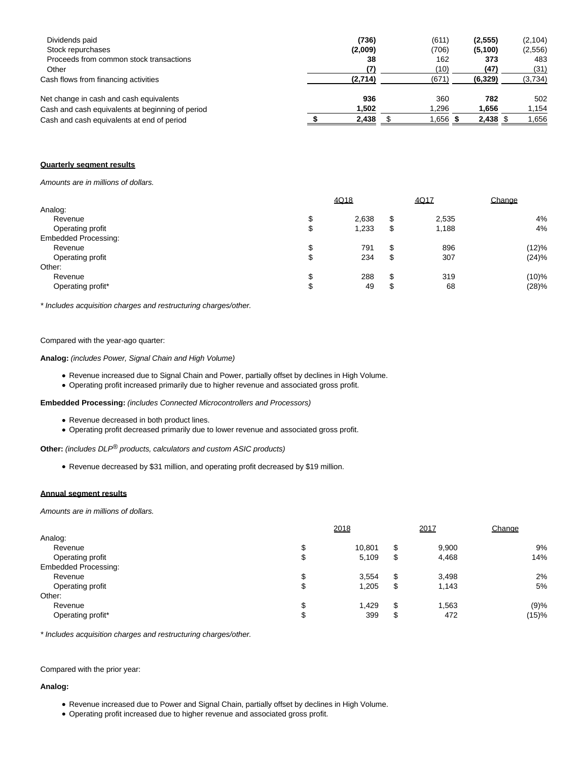| | | | | |
|---|---|---|---|---|
| Dividends paid | **(736)** | (611) | **(2,555)** | (2,104) |
| Stock repurchases | **(2,009)** | (706) | **(5,100)** | (2,556) |
| Proceeds from common stock transactions | **38** | 162 | **373** | 483 |
| Other | **(7)** | (10) | **(47)** | (31) |
| Cash flows from financing activities | **(2,714)** | (671) | **(6,329)** | (3,734) |
| | | | | |
| Net change in cash and cash equivalents | **936** | 360 | **782** | 502 |
| Cash and cash equivalents at beginning of period | **1,502** | 1,296 | **1,656** | 1,154 |
| Cash and cash equivalents at end of period | **$ 2,438** | $ 1,656 | **$ 2,438** | $ 1,656 |

**Quarterly segment results**

*Amounts are in millions of dollars.*

| | 4Q18 | 4Q17 | Change |
|---|---|---|---|
| Analog: | | | |
| Revenue | $ 2,638 | $ 2,535 | 4% |
| Operating profit | $ 1,233 | $ 1,188 | 4% |
| Embedded Processing: | | | |
| Revenue | $ 791 | $ 896 | (12)% |
| Operating profit | $ 234 | $ 307 | (24)% |
| Other: | | | |
| Revenue | $ 288 | $ 319 | (10)% |
| Operating profit* | $ 49 | $ 68 | (28)% |

*\* Includes acquisition charges and restructuring charges/other.*

Compared with the year-ago quarter:

**Analog:** *(includes Power, Signal Chain and High Volume)*

- Revenue increased due to Signal Chain and Power, partially offset by declines in High Volume.
- Operating profit increased primarily due to higher revenue and associated gross profit.

**Embedded Processing:** *(includes Connected Microcontrollers and Processors)*

- Revenue decreased in both product lines.
- Operating profit decreased primarily due to lower revenue and associated gross profit.

**Other:** *(includes DLP® products, calculators and custom ASIC products)*

- Revenue decreased by $31 million, and operating profit decreased by $19 million.

**Annual segment results**

*Amounts are in millions of dollars.*

| | 2018 | 2017 | Change |
|---|---|---|---|
| Analog: | | | |
| Revenue | $ 10,801 | $ 9,900 | 9% |
| Operating profit | $ 5,109 | $ 4,468 | 14% |
| Embedded Processing: | | | |
| Revenue | $ 3,554 | $ 3,498 | 2% |
| Operating profit | $ 1,205 | $ 1,143 | 5% |
| Other: | | | |
| Revenue | $ 1,429 | $ 1,563 | (9)% |
| Operating profit* | $ 399 | $ 472 | (15)% |

*\* Includes acquisition charges and restructuring charges/other.*

Compared with the prior year:

**Analog:**

- Revenue increased due to Power and Signal Chain, partially offset by declines in High Volume.
- Operating profit increased due to higher revenue and associated gross profit.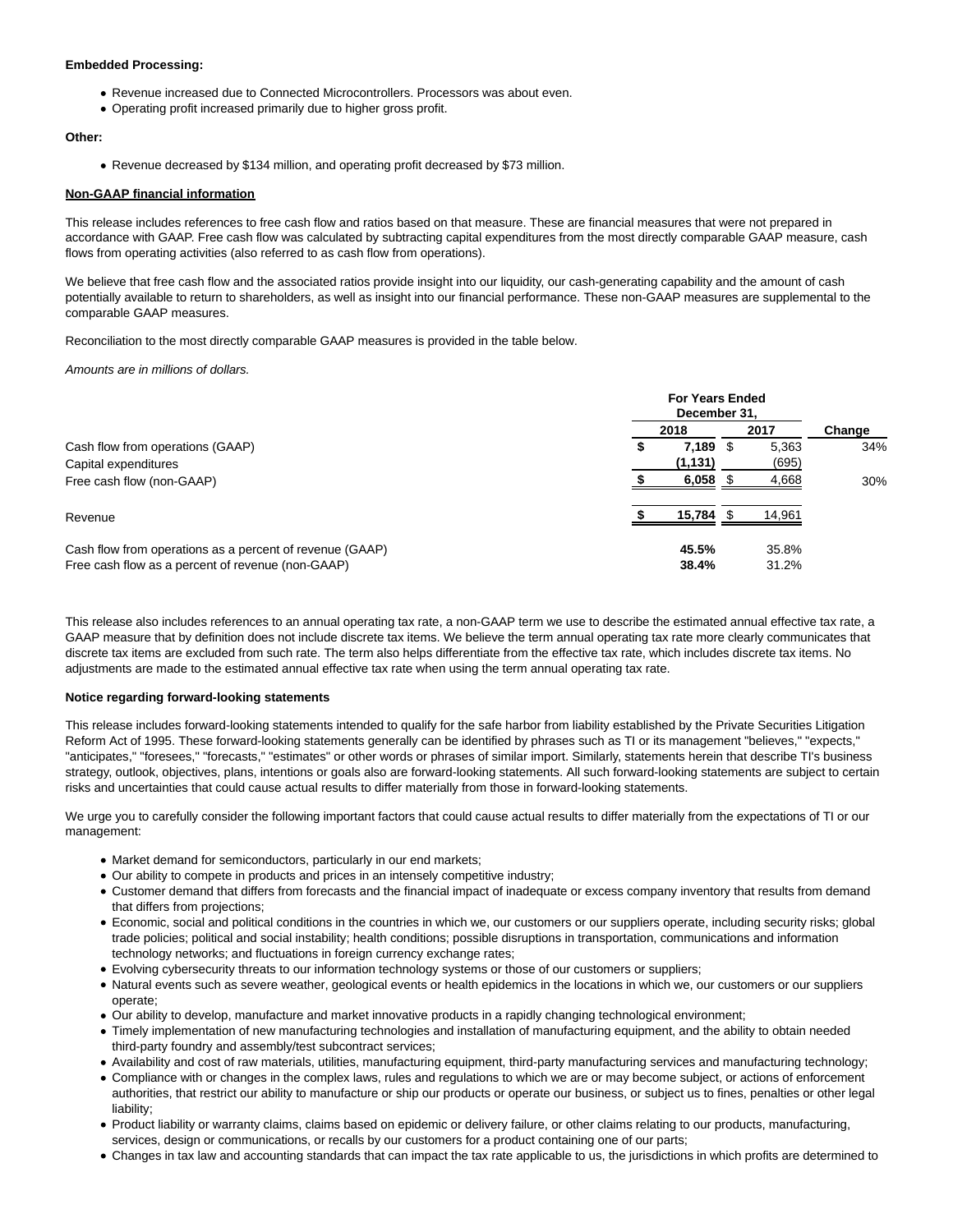**Embedded Processing:**

- Revenue increased due to Connected Microcontrollers. Processors was about even.
- Operating profit increased primarily due to higher gross profit.

**Other:**

- Revenue decreased by $134 million, and operating profit decreased by $73 million.

**Non-GAAP financial information**

This release includes references to free cash flow and ratios based on that measure. These are financial measures that were not prepared in accordance with GAAP. Free cash flow was calculated by subtracting capital expenditures from the most directly comparable GAAP measure, cash flows from operating activities (also referred to as cash flow from operations).

We believe that free cash flow and the associated ratios provide insight into our liquidity, our cash-generating capability and the amount of cash potentially available to return to shareholders, as well as insight into our financial performance. These non-GAAP measures are supplemental to the comparable GAAP measures.

Reconciliation to the most directly comparable GAAP measures is provided in the table below.

*Amounts are in millions of dollars.*

| | For Years Ended December 31, | | |
|---|---|---|---|
| | 2018 | 2017 | Change |
| Cash flow from operations (GAAP) | **$ 7,189** | $ 5,363 | 34% |
| Capital expenditures | **(1,131)** | (695) | |
| Free cash flow (non-GAAP) | **$ 6,058** | $ 4,668 | 30% |
| Revenue | **$ 15,784** | $ 14,961 | |
| Cash flow from operations as a percent of revenue (GAAP) | **45.5%** | 35.8% | |
| Free cash flow as a percent of revenue (non-GAAP) | **38.4%** | 31.2% | |

This release also includes references to an annual operating tax rate, a non-GAAP term we use to describe the estimated annual effective tax rate, a GAAP measure that by definition does not include discrete tax items. We believe the term annual operating tax rate more clearly communicates that discrete tax items are excluded from such rate. The term also helps differentiate from the effective tax rate, which includes discrete tax items. No adjustments are made to the estimated annual effective tax rate when using the term annual operating tax rate.

**Notice regarding forward-looking statements**

This release includes forward-looking statements intended to qualify for the safe harbor from liability established by the Private Securities Litigation Reform Act of 1995. These forward-looking statements generally can be identified by phrases such as TI or its management "believes," "expects," "anticipates," "foresees," "forecasts," "estimates" or other words or phrases of similar import. Similarly, statements herein that describe TI's business strategy, outlook, objectives, plans, intentions or goals also are forward-looking statements. All such forward-looking statements are subject to certain risks and uncertainties that could cause actual results to differ materially from those in forward-looking statements.

We urge you to carefully consider the following important factors that could cause actual results to differ materially from the expectations of TI or our management:

- Market demand for semiconductors, particularly in our end markets;
- Our ability to compete in products and prices in an intensely competitive industry;
- Customer demand that differs from forecasts and the financial impact of inadequate or excess company inventory that results from demand that differs from projections;
- Economic, social and political conditions in the countries in which we, our customers or our suppliers operate, including security risks; global trade policies; political and social instability; health conditions; possible disruptions in transportation, communications and information technology networks; and fluctuations in foreign currency exchange rates;
- Evolving cybersecurity threats to our information technology systems or those of our customers or suppliers;
- Natural events such as severe weather, geological events or health epidemics in the locations in which we, our customers or our suppliers operate;
- Our ability to develop, manufacture and market innovative products in a rapidly changing technological environment;
- Timely implementation of new manufacturing technologies and installation of manufacturing equipment, and the ability to obtain needed third-party foundry and assembly/test subcontract services;
- Availability and cost of raw materials, utilities, manufacturing equipment, third-party manufacturing services and manufacturing technology;
- Compliance with or changes in the complex laws, rules and regulations to which we are or may become subject, or actions of enforcement authorities, that restrict our ability to manufacture or ship our products or operate our business, or subject us to fines, penalties or other legal liability;
- Product liability or warranty claims, claims based on epidemic or delivery failure, or other claims relating to our products, manufacturing, services, design or communications, or recalls by our customers for a product containing one of our parts;
- Changes in tax law and accounting standards that can impact the tax rate applicable to us, the jurisdictions in which profits are determined to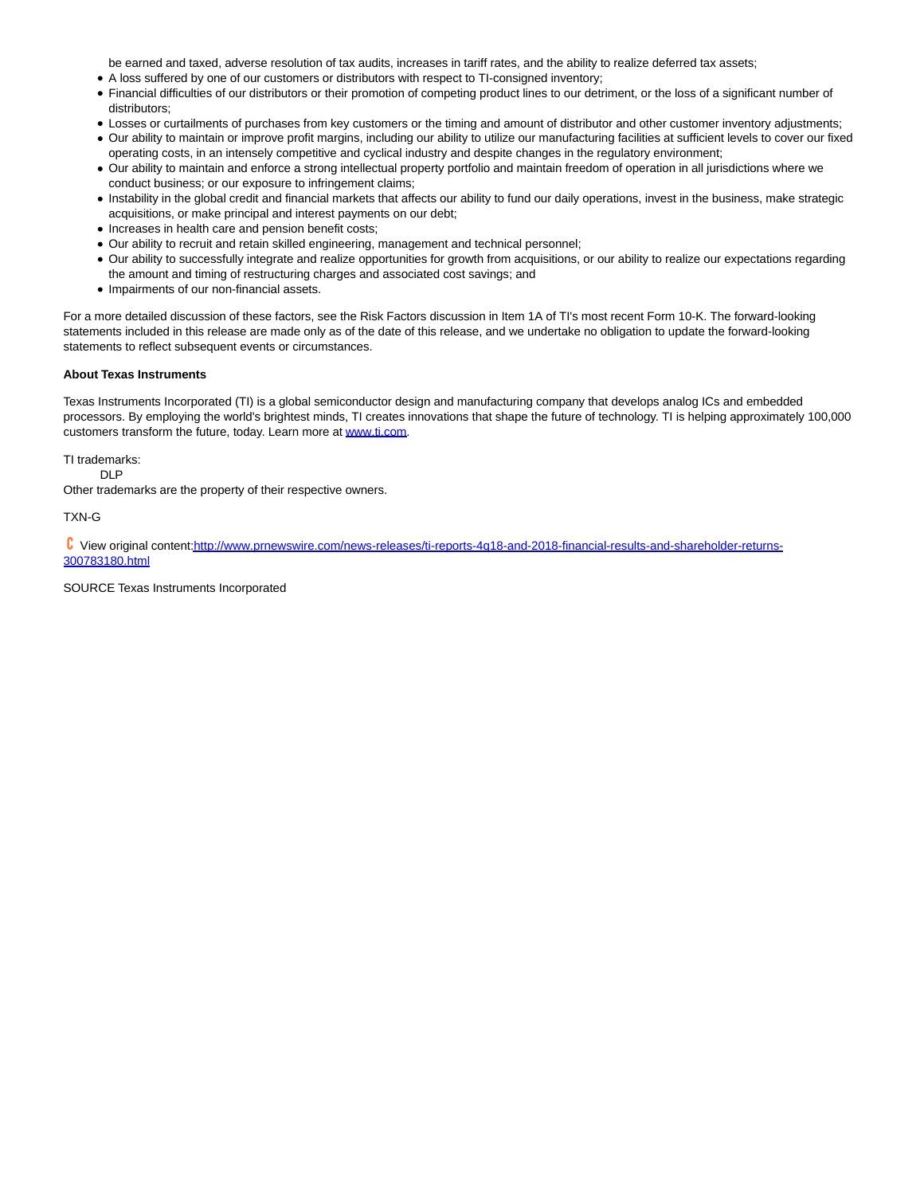be earned and taxed, adverse resolution of tax audits, increases in tariff rates, and the ability to realize deferred tax assets;

- A loss suffered by one of our customers or distributors with respect to TI-consigned inventory;
- Financial difficulties of our distributors or their promotion of competing product lines to our detriment, or the loss of a significant number of distributors;
- Losses or curtailments of purchases from key customers or the timing and amount of distributor and other customer inventory adjustments;
- Our ability to maintain or improve profit margins, including our ability to utilize our manufacturing facilities at sufficient levels to cover our fixed operating costs, in an intensely competitive and cyclical industry and despite changes in the regulatory environment;
- Our ability to maintain and enforce a strong intellectual property portfolio and maintain freedom of operation in all jurisdictions where we conduct business; or our exposure to infringement claims;
- Instability in the global credit and financial markets that affects our ability to fund our daily operations, invest in the business, make strategic acquisitions, or make principal and interest payments on our debt;
- Increases in health care and pension benefit costs;
- Our ability to recruit and retain skilled engineering, management and technical personnel;
- Our ability to successfully integrate and realize opportunities for growth from acquisitions, or our ability to realize our expectations regarding the amount and timing of restructuring charges and associated cost savings; and
- Impairments of our non-financial assets.

For a more detailed discussion of these factors, see the Risk Factors discussion in Item 1A of TI's most recent Form 10-K. The forward-looking statements included in this release are made only as of the date of this release, and we undertake no obligation to update the forward-looking statements to reflect subsequent events or circumstances.

**About Texas Instruments**

Texas Instruments Incorporated (TI) is a global semiconductor design and manufacturing company that develops analog ICs and embedded processors. By employing the world's brightest minds, TI creates innovations that shape the future of technology. TI is helping approximately 100,000 customers transform the future, today. Learn more at www.ti.com.

TI trademarks:
DLP
Other trademarks are the property of their respective owners.

TXN-G

View original content:http://www.prnewswire.com/news-releases/ti-reports-4q18-and-2018-financial-results-and-shareholder-returns-300783180.html

SOURCE Texas Instruments Incorporated